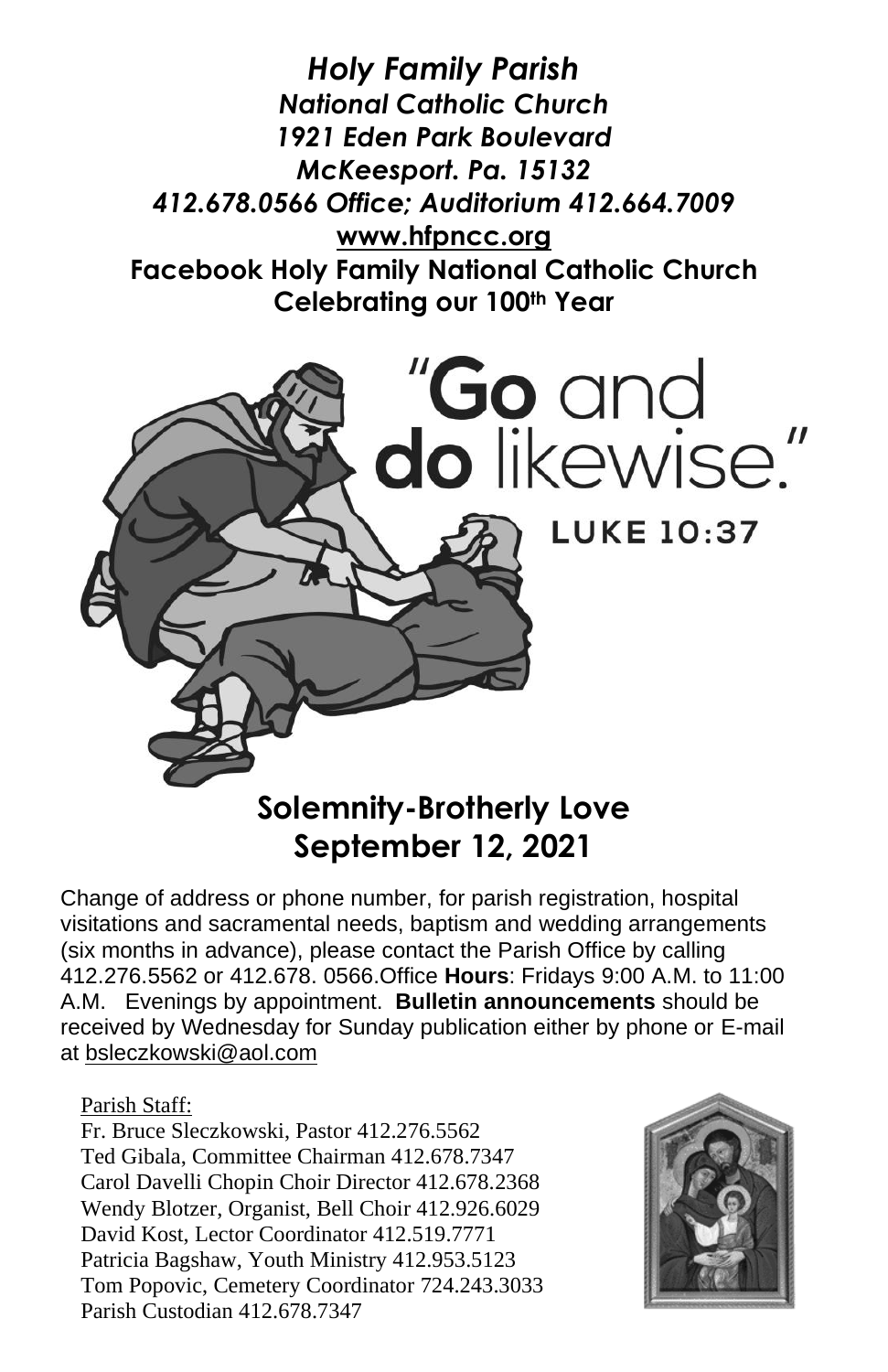***Holy Family Parish***
***National Catholic Church***
***1921 Eden Park Boulevard***
***McKeesport. Pa. 15132***
***412.678.0566 Office; Auditorium 412.664.7009***
**www.hfpncc.org**
**Facebook Holy Family National Catholic Church**
**Celebrating our 100th Year**

"**Go** and **do** likewise."

LUKE 10:37

## Solemnity-Brotherly Love
## September 12, 2021

Change of address or phone number, for parish registration, hospital visitations and sacramental needs, baptism and wedding arrangements (six months in advance), please contact the Parish Office by calling 412.276.5562 or 412.678. 0566.Office **Hours**: Fridays 9:00 A.M. to 11:00 A.M. Evenings by appointment. **Bulletin announcements** should be received by Wednesday for Sunday publication either by phone or E-mail at bsleczkowski@aol.com

Parish Staff:
Fr. Bruce Sleczkowski, Pastor 412.276.5562
Ted Gibala, Committee Chairman 412.678.7347
Carol Davelli Chopin Choir Director 412.678.2368
Wendy Blotzer, Organist, Bell Choir 412.926.6029
David Kost, Lector Coordinator 412.519.7771
Patricia Bagshaw, Youth Ministry 412.953.5123
Tom Popovic, Cemetery Coordinator 724.243.3033
Parish Custodian 412.678.7347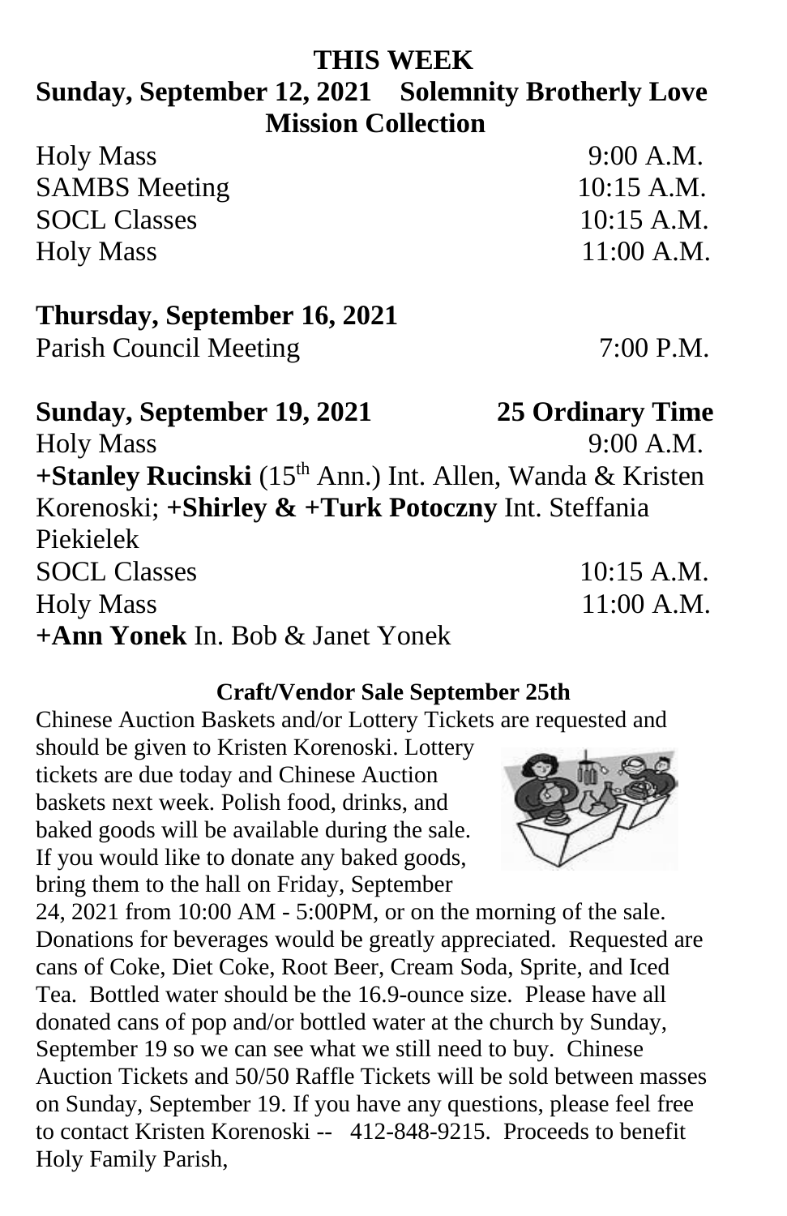## THIS WEEK

**Sunday, September 12, 2021 Solemnity Brotherly Love Mission Collection**

Holy Mass 9:00 A.M.
SAMBS Meeting 10:15 A.M.
SOCL Classes 10:15 A.M.
Holy Mass 11:00 A.M.

**Thursday, September 16, 2021**

Parish Council Meeting 7:00 P.M.

**Sunday, September 19, 2021 25 Ordinary Time**

Holy Mass 9:00 A.M.
**+Stanley Rucinski** (15th Ann.) Int. Allen, Wanda & Kristen Korenoski; **+Shirley & +Turk Potoczny** Int. Steffania Piekielek
SOCL Classes 10:15 A.M.
Holy Mass 11:00 A.M.
**+Ann Yonek** In. Bob & Janet Yonek

**Craft/Vendor Sale September 25th**

Chinese Auction Baskets and/or Lottery Tickets are requested and should be given to Kristen Korenoski. Lottery tickets are due today and Chinese Auction baskets next week. Polish food, drinks, and baked goods will be available during the sale. If you would like to donate any baked goods, bring them to the hall on Friday, September 24, 2021 from 10:00 AM - 5:00PM, or on the morning of the sale. Donations for beverages would be greatly appreciated. Requested are cans of Coke, Diet Coke, Root Beer, Cream Soda, Sprite, and Iced Tea. Bottled water should be the 16.9-ounce size. Please have all donated cans of pop and/or bottled water at the church by Sunday, September 19 so we can see what we still need to buy. Chinese Auction Tickets and 50/50 Raffle Tickets will be sold between masses on Sunday, September 19. If you have any questions, please feel free to contact Kristen Korenoski -- 412-848-9215. Proceeds to benefit Holy Family Parish,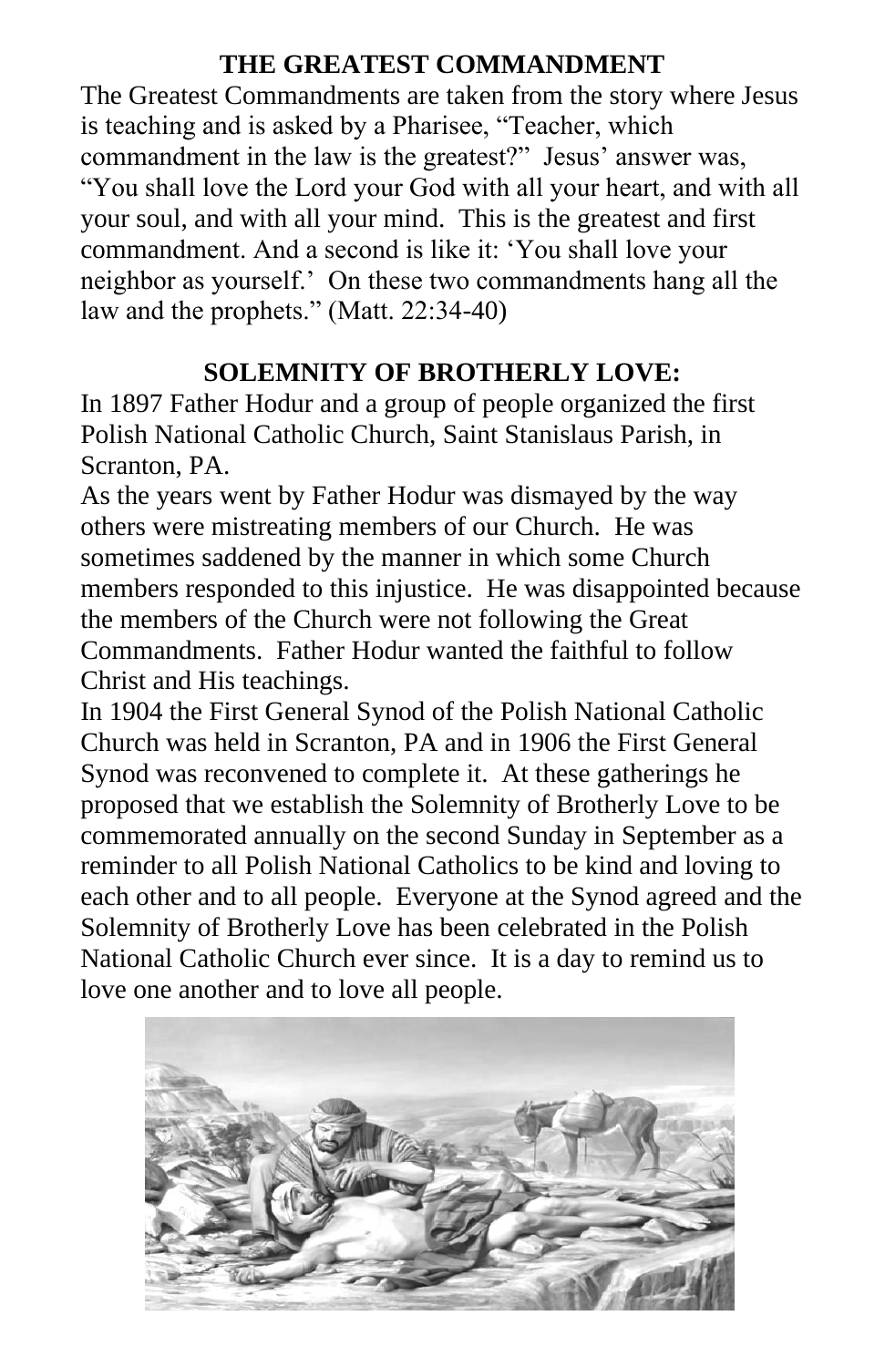## THE GREATEST COMMANDMENT

The Greatest Commandments are taken from the story where Jesus is teaching and is asked by a Pharisee, "Teacher, which commandment in the law is the greatest?" Jesus' answer was, "You shall love the Lord your God with all your heart, and with all your soul, and with all your mind. This is the greatest and first commandment. And a second is like it: 'You shall love your neighbor as yourself.' On these two commandments hang all the law and the prophets." (Matt. 22:34-40)

## SOLEMNITY OF BROTHERLY LOVE:

In 1897 Father Hodur and a group of people organized the first Polish National Catholic Church, Saint Stanislaus Parish, in Scranton, PA.

As the years went by Father Hodur was dismayed by the way others were mistreating members of our Church. He was sometimes saddened by the manner in which some Church members responded to this injustice. He was disappointed because the members of the Church were not following the Great Commandments. Father Hodur wanted the faithful to follow Christ and His teachings.

In 1904 the First General Synod of the Polish National Catholic Church was held in Scranton, PA and in 1906 the First General Synod was reconvened to complete it. At these gatherings he proposed that we establish the Solemnity of Brotherly Love to be commemorated annually on the second Sunday in September as a reminder to all Polish National Catholics to be kind and loving to each other and to all people. Everyone at the Synod agreed and the Solemnity of Brotherly Love has been celebrated in the Polish National Catholic Church ever since. It is a day to remind us to love one another and to love all people.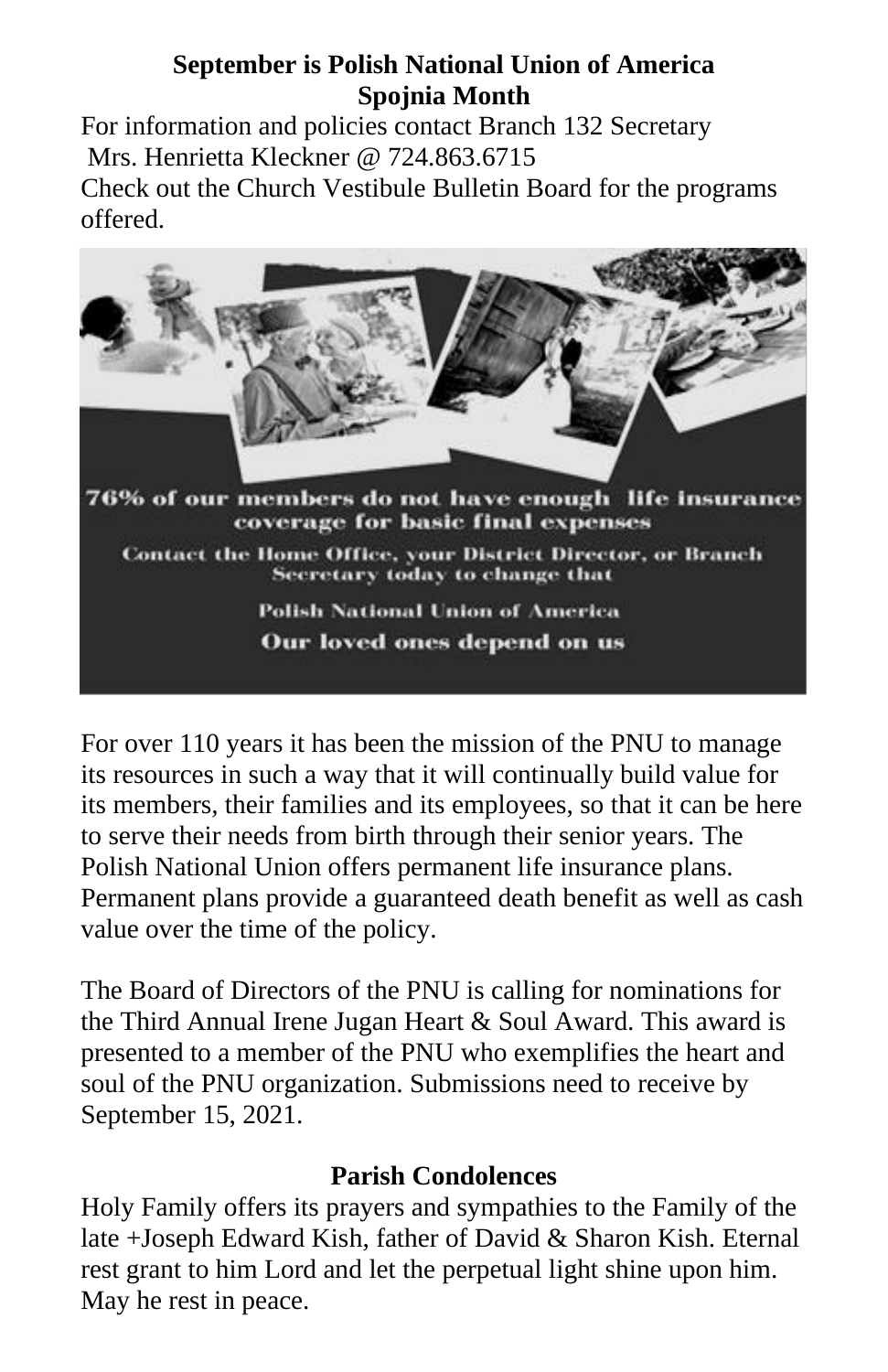**September is Polish National Union of America Spojnia Month**

For information and policies contact Branch 132 Secretary Mrs. Henrietta Kleckner @ 724.863.6715

Check out the Church Vestibule Bulletin Board for the programs offered.

76% of our members do not have enough life insurance coverage for basic final expenses

Contact the Home Office, your District Director, or Branch Secretary today to change that

Polish National Union of America

Our loved ones depend on us

For over 110 years it has been the mission of the PNU to manage its resources in such a way that it will continually build value for its members, their families and its employees, so that it can be here to serve their needs from birth through their senior years. The Polish National Union offers permanent life insurance plans. Permanent plans provide a guaranteed death benefit as well as cash value over the time of the policy.

The Board of Directors of the PNU is calling for nominations for the Third Annual Irene Jugan Heart & Soul Award. This award is presented to a member of the PNU who exemplifies the heart and soul of the PNU organization. Submissions need to receive by September 15, 2021.

**Parish Condolences**

Holy Family offers its prayers and sympathies to the Family of the late +Joseph Edward Kish, father of David & Sharon Kish. Eternal rest grant to him Lord and let the perpetual light shine upon him. May he rest in peace.